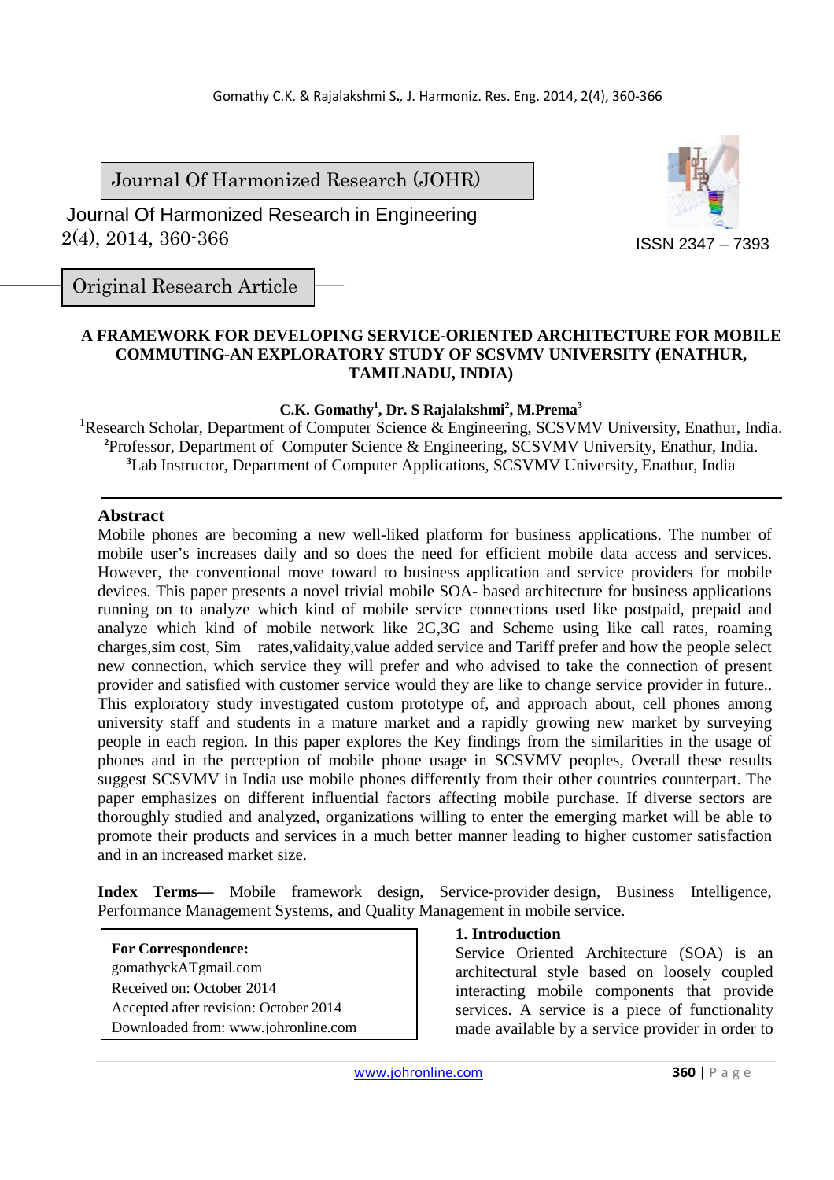Journal Of Harmonized Research (JOHR)

Journal Of Harmonized Research in Engineering
2(4), 2014, 360-366

ISSN 2347 – 7393

Original Research Article

# A FRAMEWORK FOR DEVELOPING SERVICE-ORIENTED ARCHITECTURE FOR MOBILE COMMUTING-AN EXPLORATORY STUDY OF SCSVMV UNIVERSITY (ENATHUR, TAMILNADU, INDIA)

**C.K. Gomathy[1], Dr. S Rajalakshmi[2], M.Prema[3]**

[1]Research Scholar, Department of Computer Science & Engineering, SCSVMV University, Enathur, India.
[2]Professor, Department of Computer Science & Engineering, SCSVMV University, Enathur, India.
[3]Lab Instructor, Department of Computer Applications, SCSVMV University, Enathur, India

## Abstract

Mobile phones are becoming a new well-liked platform for business applications. The number of mobile user's increases daily and so does the need for efficient mobile data access and services. However, the conventional move toward to business application and service providers for mobile devices. This paper presents a novel trivial mobile SOA- based architecture for business applications running on to analyze which kind of mobile service connections used like postpaid, prepaid and analyze which kind of mobile network like 2G,3G and Scheme using like call rates, roaming charges,sim cost, Sim rates,validaity,value added service and Tariff prefer and how the people select new connection, which service they will prefer and who advised to take the connection of present provider and satisfied with customer service would they are like to change service provider in future.. This exploratory study investigated custom prototype of, and approach about, cell phones among university staff and students in a mature market and a rapidly growing new market by surveying people in each region. In this paper explores the Key findings from the similarities in the usage of phones and in the perception of mobile phone usage in SCSVMV peoples, Overall these results suggest SCSVMV in India use mobile phones differently from their other countries counterpart. The paper emphasizes on different influential factors affecting mobile purchase. If diverse sectors are thoroughly studied and analyzed, organizations willing to enter the emerging market will be able to promote their products and services in a much better manner leading to higher customer satisfaction and in an increased market size.

**Index Terms—** Mobile framework design, Service-provider design, Business Intelligence, Performance Management Systems, and Quality Management in mobile service.

**For Correspondence:**
gomathyckATgmail.com
Received on: October 2014
Accepted after revision: October 2014
Downloaded from: www.johronline.com

## 1. Introduction

Service Oriented Architecture (SOA) is an architectural style based on loosely coupled interacting mobile components that provide services. A service is a piece of functionality made available by a service provider in order to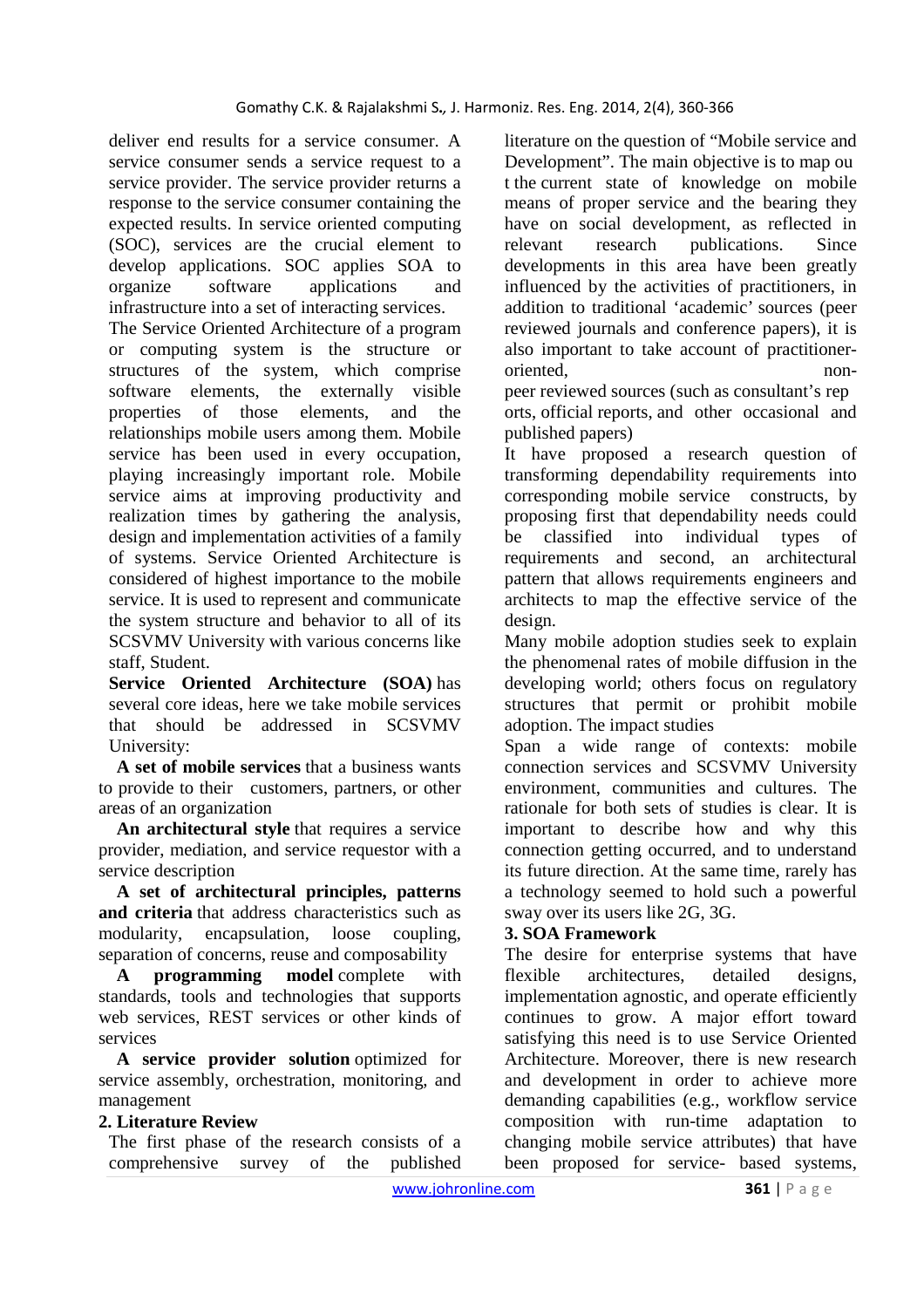deliver end results for a service consumer. A service consumer sends a service request to a service provider. The service provider returns a response to the service consumer containing the expected results. In service oriented computing (SOC), services are the crucial element to develop applications. SOC applies SOA to organize software applications and infrastructure into a set of interacting services.

The Service Oriented Architecture of a program or computing system is the structure or structures of the system, which comprise software elements, the externally visible properties of those elements, and the relationships mobile users among them. Mobile service has been used in every occupation, playing increasingly important role. Mobile service aims at improving productivity and realization times by gathering the analysis, design and implementation activities of a family of systems. Service Oriented Architecture is considered of highest importance to the mobile service. It is used to represent and communicate the system structure and behavior to all of its SCSVMV University with various concerns like staff, Student.

**Service Oriented Architecture (SOA)** has several core ideas, here we take mobile services that should be addressed in SCSVMV University:

**A set of mobile services** that a business wants to provide to their customers, partners, or other areas of an organization

**An architectural style** that requires a service provider, mediation, and service requestor with a service description

**A set of architectural principles, patterns and criteria** that address characteristics such as modularity, encapsulation, loose coupling, separation of concerns, reuse and composability

**A programming model** complete with standards, tools and technologies that supports web services, REST services or other kinds of services

**A service provider solution** optimized for service assembly, orchestration, monitoring, and management

## 2. Literature Review

The first phase of the research consists of a comprehensive survey of the published literature on the question of "Mobile service and Development". The main objective is to map ou t the current state of knowledge on mobile means of proper service and the bearing they have on social development, as reflected in relevant research publications. Since developments in this area have been greatly influenced by the activities of practitioners, in addition to traditional 'academic' sources (peer reviewed journals and conference papers), it is also important to take account of practitioner-oriented, non-peer reviewed sources (such as consultant's rep orts, official reports, and other occasional and published papers)

It have proposed a research question of transforming dependability requirements into corresponding mobile service constructs, by proposing first that dependability needs could be classified into individual types of requirements and second, an architectural pattern that allows requirements engineers and architects to map the effective service of the design.

Many mobile adoption studies seek to explain the phenomenal rates of mobile diffusion in the developing world; others focus on regulatory structures that permit or prohibit mobile adoption. The impact studies

Span a wide range of contexts: mobile connection services and SCSVMV University environment, communities and cultures. The rationale for both sets of studies is clear. It is important to describe how and why this connection getting occurred, and to understand its future direction. At the same time, rarely has a technology seemed to hold such a powerful sway over its users like 2G, 3G.

## 3. SOA Framework

The desire for enterprise systems that have flexible architectures, detailed designs, implementation agnostic, and operate efficiently continues to grow. A major effort toward satisfying this need is to use Service Oriented Architecture. Moreover, there is new research and development in order to achieve more demanding capabilities (e.g., workflow service composition with run-time adaptation to changing mobile service attributes) that have been proposed for service- based systems,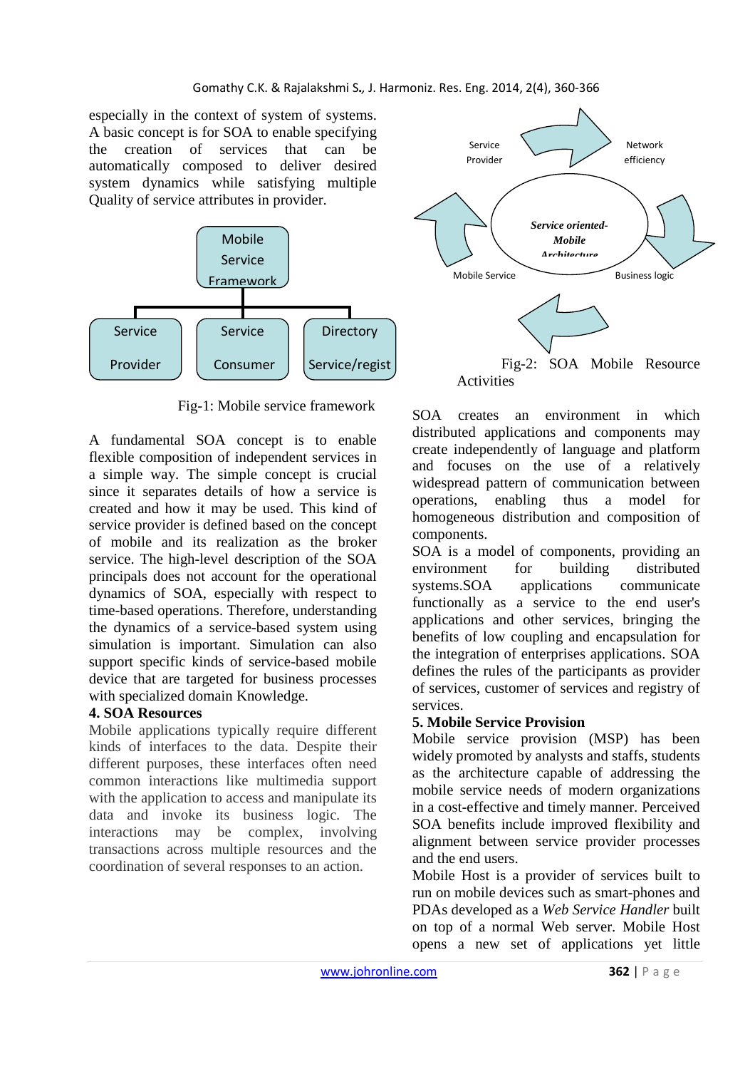especially in the context of system of systems. A basic concept is for SOA to enable specifying the creation of services that can be automatically composed to deliver desired system dynamics while satisfying multiple Quality of service attributes in provider.

Mobile Service Framework

Service Provider | Service Consumer | Directory Service/regist

Fig-1: Mobile service framework

A fundamental SOA concept is to enable flexible composition of independent services in a simple way. The simple concept is crucial since it separates details of how a service is created and how it may be used. This kind of service provider is defined based on the concept of mobile and its realization as the broker service. The high-level description of the SOA principals does not account for the operational dynamics of SOA, especially with respect to time-based operations. Therefore, understanding the dynamics of a service-based system using simulation is important. Simulation can also support specific kinds of service-based mobile device that are targeted for business processes with specialized domain Knowledge.

**4. SOA Resources**

Mobile applications typically require different kinds of interfaces to the data. Despite their different purposes, these interfaces often need common interactions like multimedia support with the application to access and manipulate its data and invoke its business logic. The interactions may be complex, involving transactions across multiple resources and the coordination of several responses to an action.

Service Provider | Network efficiency | *Service oriented-Mobile Architecture* | Mobile Service | Business logic

Fig-2: SOA Mobile Resource Activities

SOA creates an environment in which distributed applications and components may create independently of language and platform and focuses on the use of a relatively widespread pattern of communication between operations, enabling thus a model for homogeneous distribution and composition of components.

SOA is a model of components, providing an environment for building distributed systems.SOA applications communicate functionally as a service to the end user's applications and other services, bringing the benefits of low coupling and encapsulation for the integration of enterprises applications. SOA defines the rules of the participants as provider of services, customer of services and registry of services.

**5. Mobile Service Provision**

Mobile service provision (MSP) has been widely promoted by analysts and staffs, students as the architecture capable of addressing the mobile service needs of modern organizations in a cost-effective and timely manner. Perceived SOA benefits include improved flexibility and alignment between service provider processes and the end users.

Mobile Host is a provider of services built to run on mobile devices such as smart-phones and PDAs developed as a *Web Service Handler* built on top of a normal Web server. Mobile Host opens a new set of applications yet little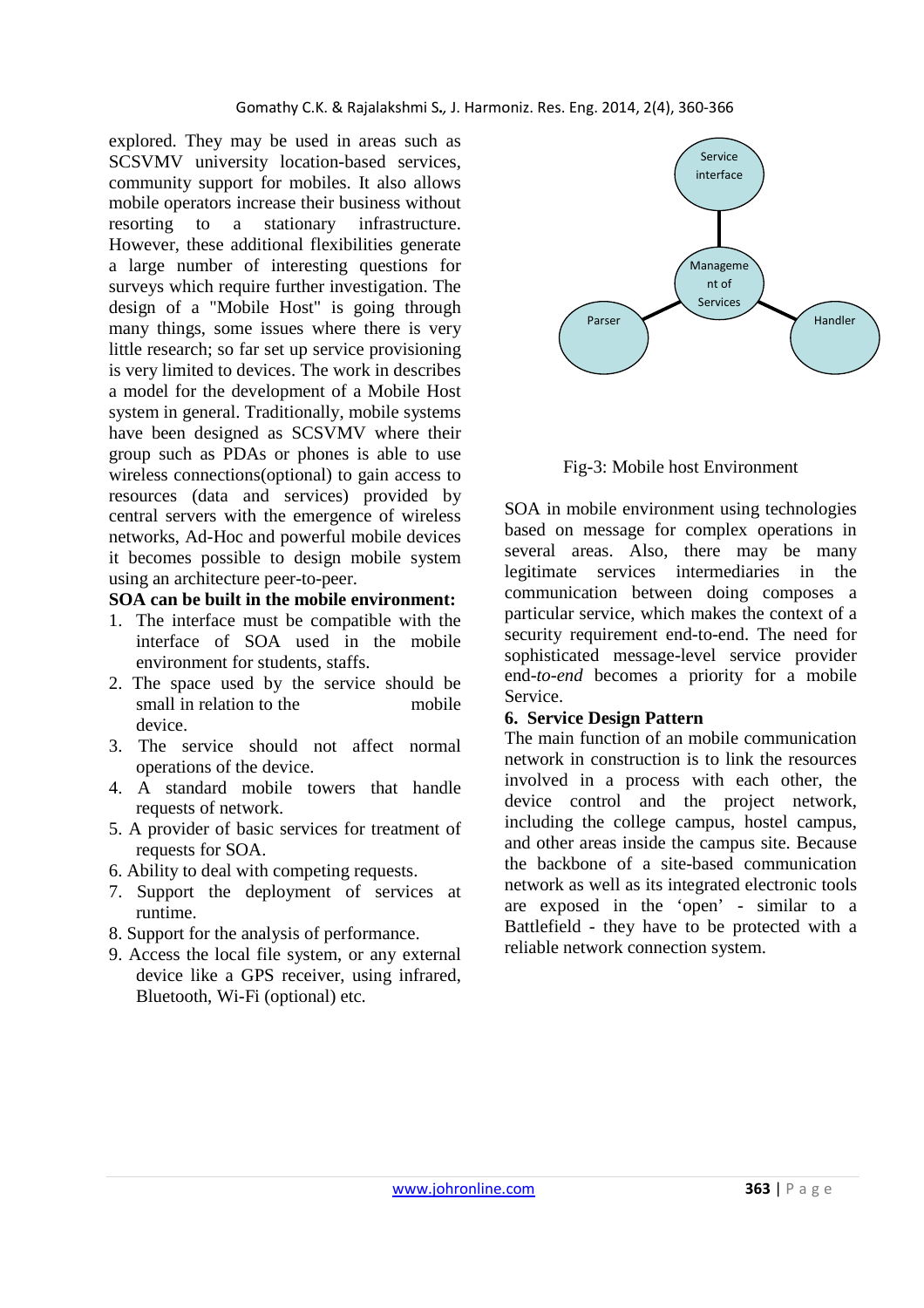explored. They may be used in areas such as SCSVMV university location-based services, community support for mobiles. It also allows mobile operators increase their business without resorting to a stationary infrastructure. However, these additional flexibilities generate a large number of interesting questions for surveys which require further investigation. The design of a "Mobile Host" is going through many things, some issues where there is very little research; so far set up service provisioning is very limited to devices. The work in describes a model for the development of a Mobile Host system in general. Traditionally, mobile systems have been designed as SCSVMV where their group such as PDAs or phones is able to use wireless connections(optional) to gain access to resources (data and services) provided by central servers with the emergence of wireless networks, Ad-Hoc and powerful mobile devices it becomes possible to design mobile system using an architecture peer-to-peer.

**SOA can be built in the mobile environment:**

1. The interface must be compatible with the interface of SOA used in the mobile environment for students, staffs.
2. The space used by the service should be small in relation to the mobile device.
3. The service should not affect normal operations of the device.
4. A standard mobile towers that handle requests of network.
5. A provider of basic services for treatment of requests for SOA.
6. Ability to deal with competing requests.
7. Support the deployment of services at runtime.
8. Support for the analysis of performance.
9. Access the local file system, or any external device like a GPS receiver, using infrared, Bluetooth, Wi-Fi (optional) etc.

Service interface

Management of Services

Parser

Handler

Fig-3: Mobile host Environment

SOA in mobile environment using technologies based on message for complex operations in several areas. Also, there may be many legitimate services intermediaries in the communication between doing composes a particular service, which makes the context of a security requirement end-to-end. The need for sophisticated message-level service provider end-*to-end* becomes a priority for a mobile Service.

## 6. Service Design Pattern

The main function of an mobile communication network in construction is to link the resources involved in a process with each other, the device control and the project network, including the college campus, hostel campus, and other areas inside the campus site. Because the backbone of a site-based communication network as well as its integrated electronic tools are exposed in the 'open' - similar to a Battlefield - they have to be protected with a reliable network connection system.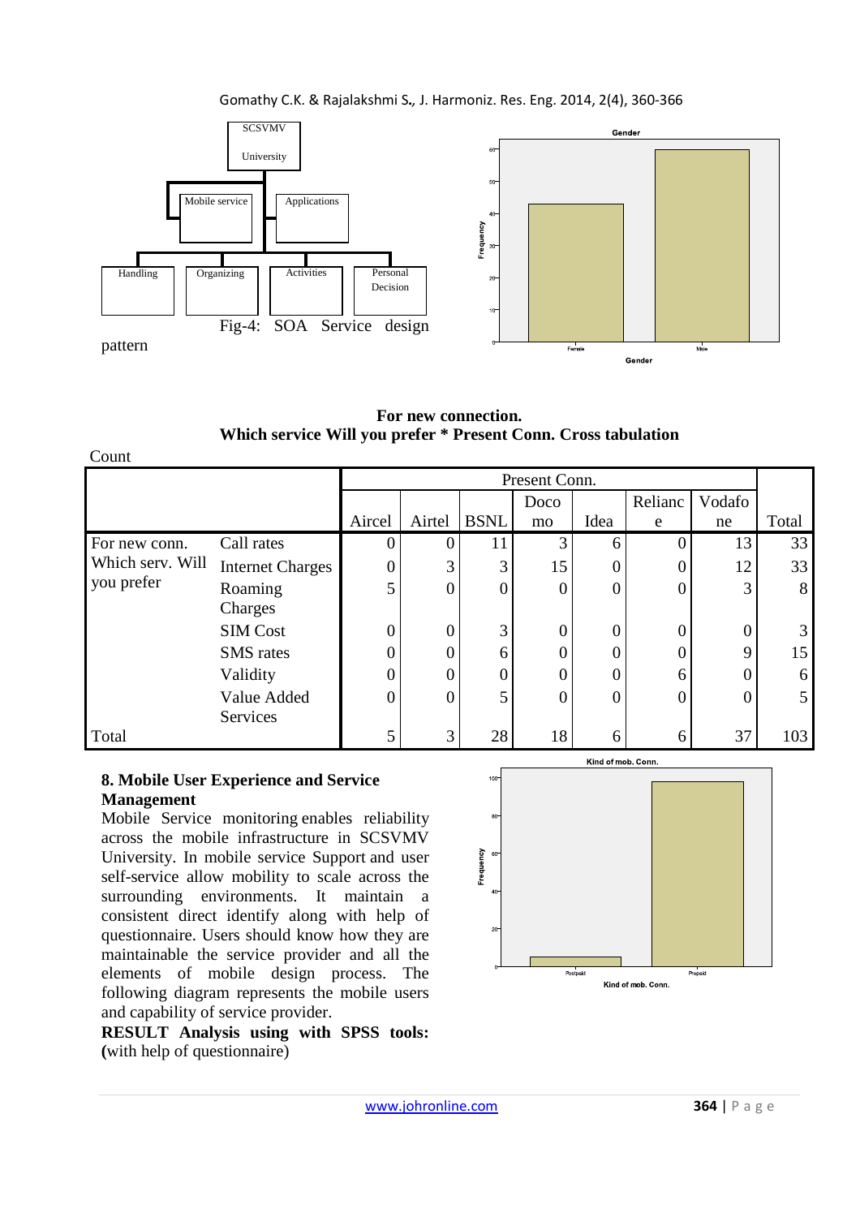Fig-4: SOA Service design pattern

**For new connection.**
**Which service Will you prefer * Present Conn. Cross tabulation**

Count

| | | Present Conn. | | | | | | | |
|---|---|---|---|---|---|---|---|---|---|
| | | Aircel | Airtel | BSNL | Docomo | Idea | Reliance | Vodafone | Total |
| For new conn. Which serv. Will you prefer | Call rates | 0 | 0 | 11 | 3 | 6 | 0 | 13 | 33 |
| | Internet Charges | 0 | 3 | 3 | 15 | 0 | 0 | 12 | 33 |
| | Roaming Charges | 5 | 0 | 0 | 0 | 0 | 0 | 3 | 8 |
| | SIM Cost | 0 | 0 | 3 | 0 | 0 | 0 | 0 | 3 |
| | SMS rates | 0 | 0 | 6 | 0 | 0 | 0 | 9 | 15 |
| | Validity | 0 | 0 | 0 | 0 | 0 | 6 | 0 | 6 |
| | Value Added Services | 0 | 0 | 5 | 0 | 0 | 0 | 0 | 5 |
| Total | | 5 | 3 | 28 | 18 | 6 | 6 | 37 | 103 |

## 8. Mobile User Experience and Service Management

Mobile Service monitoring enables reliability across the mobile infrastructure in SCSVMV University. In mobile service Support and user self-service allow mobility to scale across the surrounding environments. It maintain a consistent direct identify along with help of questionnaire. Users should know how they are maintainable the service provider and all the elements of mobile design process. The following diagram represents the mobile users and capability of service provider.

**RESULT Analysis using with SPSS tools: (**with help of questionnaire)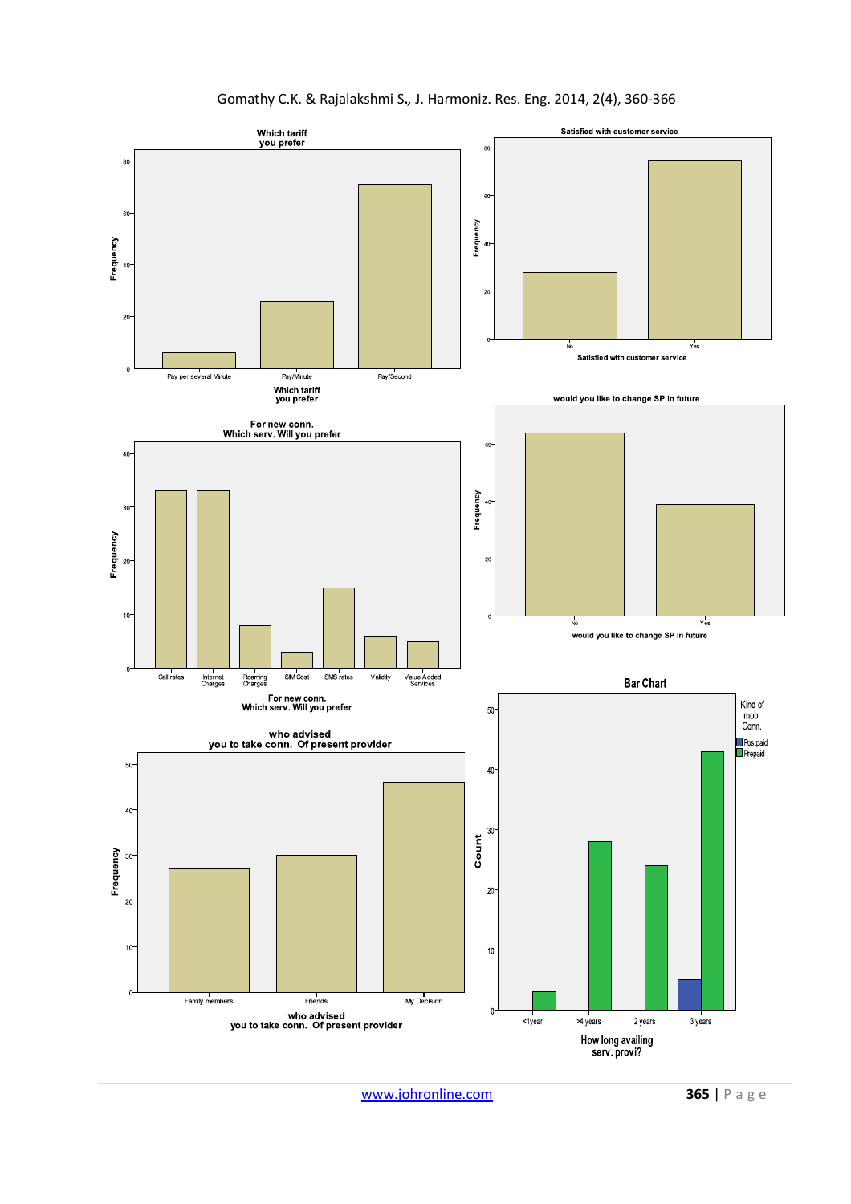**Which tariff you prefer**

Frequency

Pay per several Minute | Pay/Minute | Pay/Second

Which tariff you prefer

**Satisfied with customer service**

Frequency

No | Yes

Satisfied with customer service

**For new conn. Which serv. Will you prefer**

Frequency

Call rates | Internet Charges | Roaming Charges | SIM Cost | SMS rates | Validity | Value Added Services

For new conn. Which serv. Will you prefer

**would you like to change SP in future**

Frequency

No | Yes

would you like to change SP in future

**who advised you to take conn. Of present provider**

Frequency

Family members | Friends | My Decision

who advised you to take conn. Of present provider

**Bar Chart**

Count

Kind of mob. Conn.: Postpaid, Prepaid

<1year | >4 years | 2 years | 3 years

How long availing serv. provi?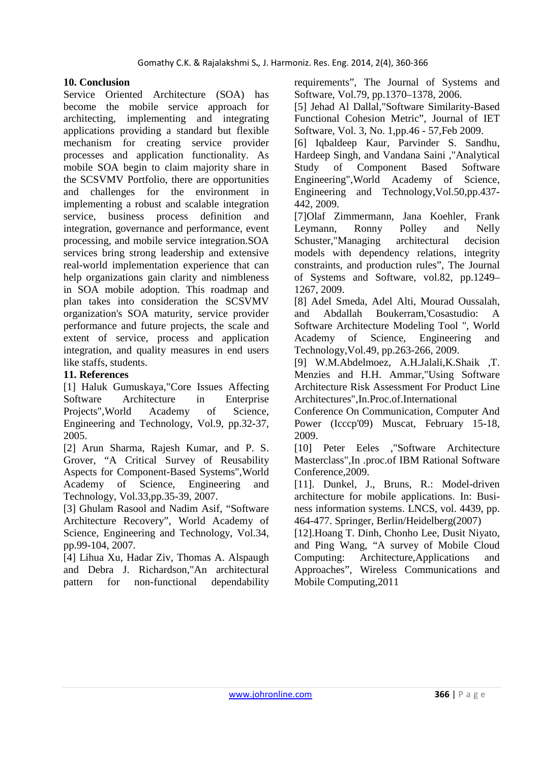## 10. Conclusion

Service Oriented Architecture (SOA) has become the mobile service approach for architecting, implementing and integrating applications providing a standard but flexible mechanism for creating service provider processes and application functionality. As mobile SOA begin to claim majority share in the SCSVMV Portfolio, there are opportunities and challenges for the environment in implementing a robust and scalable integration service, business process definition and integration, governance and performance, event processing, and mobile service integration.SOA services bring strong leadership and extensive real-world implementation experience that can help organizations gain clarity and nimbleness in SOA mobile adoption. This roadmap and plan takes into consideration the SCSVMV organization's SOA maturity, service provider performance and future projects, the scale and extent of service, process and application integration, and quality measures in end users like staffs, students.

## 11. References

[1] Haluk Gumuskaya,"Core Issues Affecting Software Architecture in Enterprise Projects",World Academy of Science, Engineering and Technology, Vol.9, pp.32-37, 2005.

[2] Arun Sharma, Rajesh Kumar, and P. S. Grover, "A Critical Survey of Reusability Aspects for Component-Based Systems",World Academy of Science, Engineering and Technology, Vol.33,pp.35-39, 2007.

[3] Ghulam Rasool and Nadim Asif, "Software Architecture Recovery", World Academy of Science, Engineering and Technology, Vol.34, pp.99-104, 2007.

[4] Lihua Xu, Hadar Ziv, Thomas A. Alspaugh and Debra J. Richardson,"An architectural pattern for non-functional dependability requirements", The Journal of Systems and Software, Vol.79, pp.1370–1378, 2006.

[5] Jehad Al Dallal,"Software Similarity-Based Functional Cohesion Metric", Journal of IET Software, Vol. 3, No. 1,pp.46 - 57,Feb 2009.

[6] Iqbaldeep Kaur, Parvinder S. Sandhu, Hardeep Singh, and Vandana Saini ,"Analytical Study of Component Based Software Engineering",World Academy of Science, Engineering and Technology,Vol.50,pp.437-442, 2009.

[7]Olaf Zimmermann, Jana Koehler, Frank Leymann, Ronny Polley and Nelly Schuster,"Managing architectural decision models with dependency relations, integrity constraints, and production rules", The Journal of Systems and Software, vol.82, pp.1249–1267, 2009.

[8] Adel Smeda, Adel Alti, Mourad Oussalah, and Abdallah Boukerram,'Cosastudio: A Software Architecture Modeling Tool ", World Academy of Science, Engineering and Technology,Vol.49, pp.263-266, 2009.

[9] W.M.Abdelmoez, A.H.Jalali,K.Shaik ,T. Menzies and H.H. Ammar,"Using Software Architecture Risk Assessment For Product Line Architectures",In.Proc.of.International Conference On Communication, Computer And Power (Icccp'09) Muscat, February 15-18, 2009.

[10] Peter Eeles ,"Software Architecture Masterclass",In .proc.of IBM Rational Software Conference,2009.

[11]. Dunkel, J., Bruns, R.: Model-driven architecture for mobile applications. In: Business information systems. LNCS, vol. 4439, pp. 464-477. Springer, Berlin/Heidelberg(2007)

[12].Hoang T. Dinh, Chonho Lee, Dusit Niyato, and Ping Wang, "A survey of Mobile Cloud Computing: Architecture,Applications and Approaches", Wireless Communications and Mobile Computing,2011